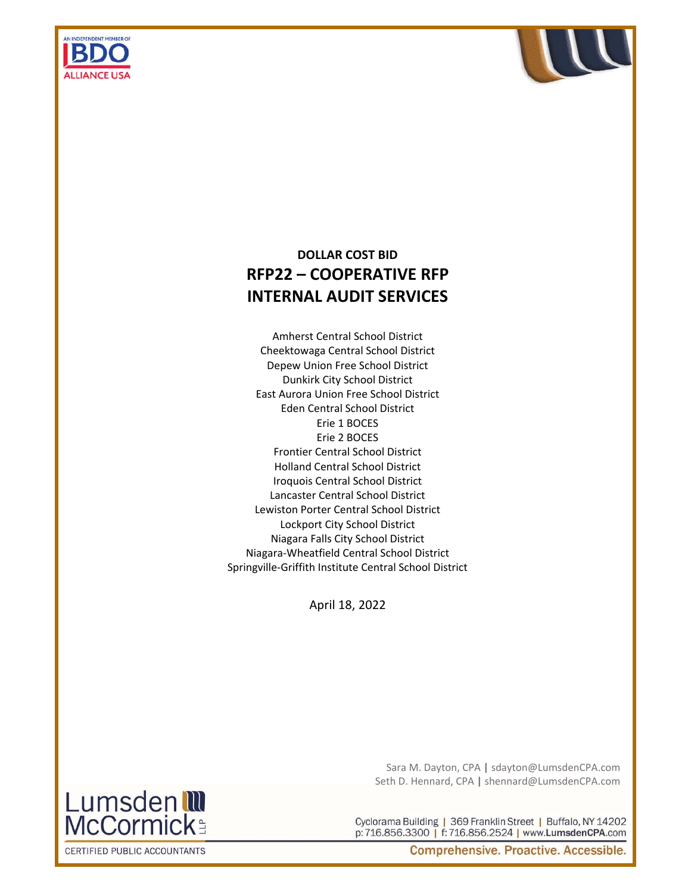AN INDEPENDENT MEMBER OF BDO ALLIANCE USA

# DOLLAR COST BID
# RFP22 – COOPERATIVE RFP
# INTERNAL AUDIT SERVICES

Amherst Central School District
Cheektowaga Central School District
Depew Union Free School District
Dunkirk City School District
East Aurora Union Free School District
Eden Central School District
Erie 1 BOCES
Erie 2 BOCES
Frontier Central School District
Holland Central School District
Iroquois Central School District
Lancaster Central School District
Lewiston Porter Central School District
Lockport City School District
Niagara Falls City School District
Niagara-Wheatfield Central School District
Springville-Griffith Institute Central School District

April 18, 2022

Sara M. Dayton, CPA | sdayton@LumsdenCPA.com
Seth D. Hennard, CPA | shennard@LumsdenCPA.com

Lumsden McCormick LLP
CERTIFIED PUBLIC ACCOUNTANTS

Cyclorama Building | 369 Franklin Street | Buffalo, NY 14202
p: 716.856.3300 | f: 716.856.2524 | www.LumsdenCPA.com

Comprehensive. Proactive. Accessible.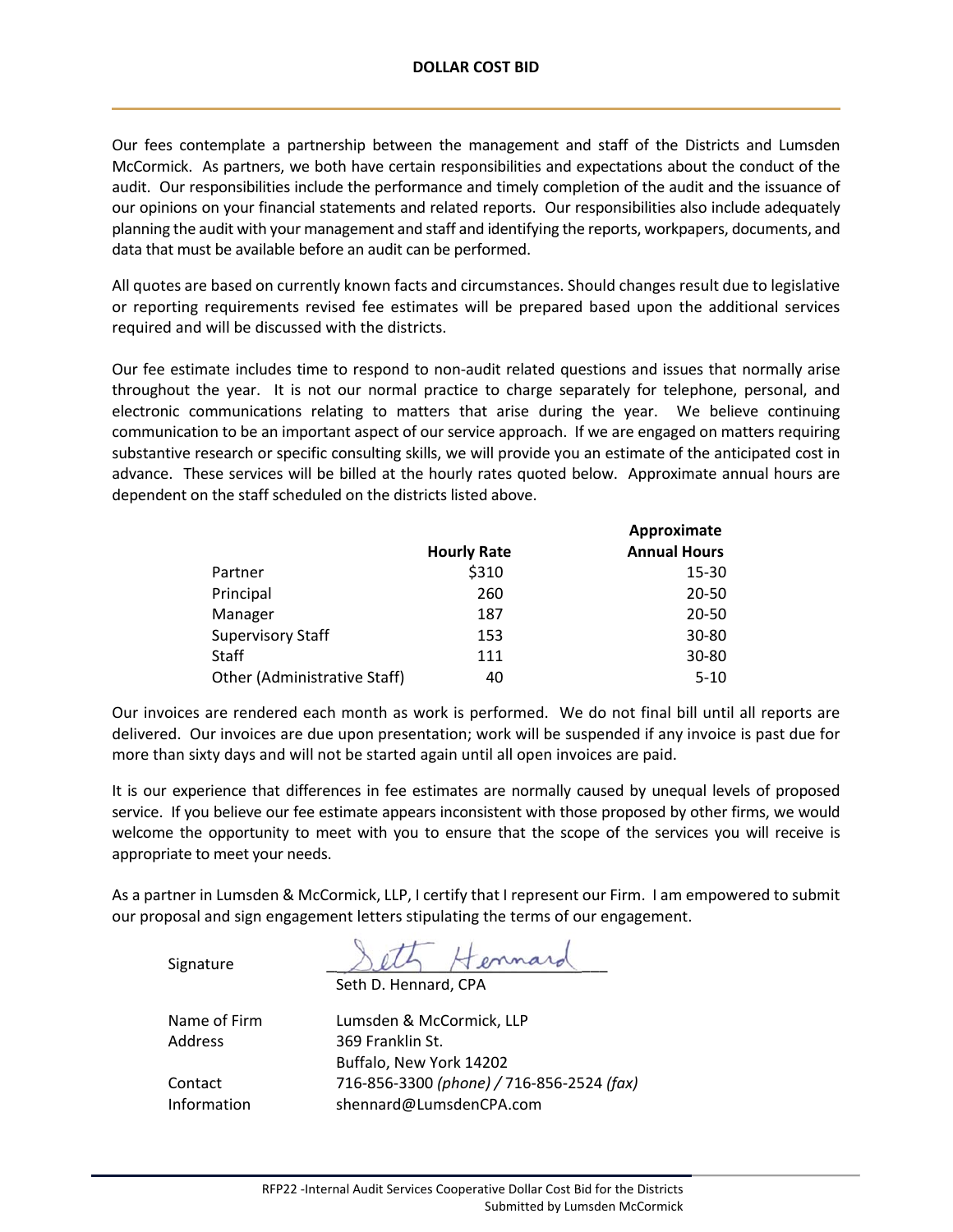# DOLLAR COST BID

Our fees contemplate a partnership between the management and staff of the Districts and Lumsden McCormick. As partners, we both have certain responsibilities and expectations about the conduct of the audit. Our responsibilities include the performance and timely completion of the audit and the issuance of our opinions on your financial statements and related reports. Our responsibilities also include adequately planning the audit with your management and staff and identifying the reports, workpapers, documents, and data that must be available before an audit can be performed.

All quotes are based on currently known facts and circumstances. Should changes result due to legislative or reporting requirements revised fee estimates will be prepared based upon the additional services required and will be discussed with the districts.

Our fee estimate includes time to respond to non-audit related questions and issues that normally arise throughout the year. It is not our normal practice to charge separately for telephone, personal, and electronic communications relating to matters that arise during the year. We believe continuing communication to be an important aspect of our service approach. If we are engaged on matters requiring substantive research or specific consulting skills, we will provide you an estimate of the anticipated cost in advance. These services will be billed at the hourly rates quoted below. Approximate annual hours are dependent on the staff scheduled on the districts listed above.

| | Hourly Rate | Approximate Annual Hours |
|---|---|---|
| Partner | $310 | 15-30 |
| Principal | 260 | 20-50 |
| Manager | 187 | 20-50 |
| Supervisory Staff | 153 | 30-80 |
| Staff | 111 | 30-80 |
| Other (Administrative Staff) | 40 | 5-10 |

Our invoices are rendered each month as work is performed. We do not final bill until all reports are delivered. Our invoices are due upon presentation; work will be suspended if any invoice is past due for more than sixty days and will not be started again until all open invoices are paid.

It is our experience that differences in fee estimates are normally caused by unequal levels of proposed service. If you believe our fee estimate appears inconsistent with those proposed by other firms, we would welcome the opportunity to meet with you to ensure that the scope of the services you will receive is appropriate to meet your needs.

As a partner in Lumsden & McCormick, LLP, I certify that I represent our Firm. I am empowered to submit our proposal and sign engagement letters stipulating the terms of our engagement.

| | |
|---|---|
| Signature | Seth Hennard<br>Seth D. Hennard, CPA |
| Name of Firm | Lumsden & McCormick, LLP |
| Address | 369 Franklin St.<br>Buffalo, New York 14202 |
| Contact Information | 716-856-3300 *(phone)* / 716-856-2524 *(fax)*<br>shennard@LumsdenCPA.com |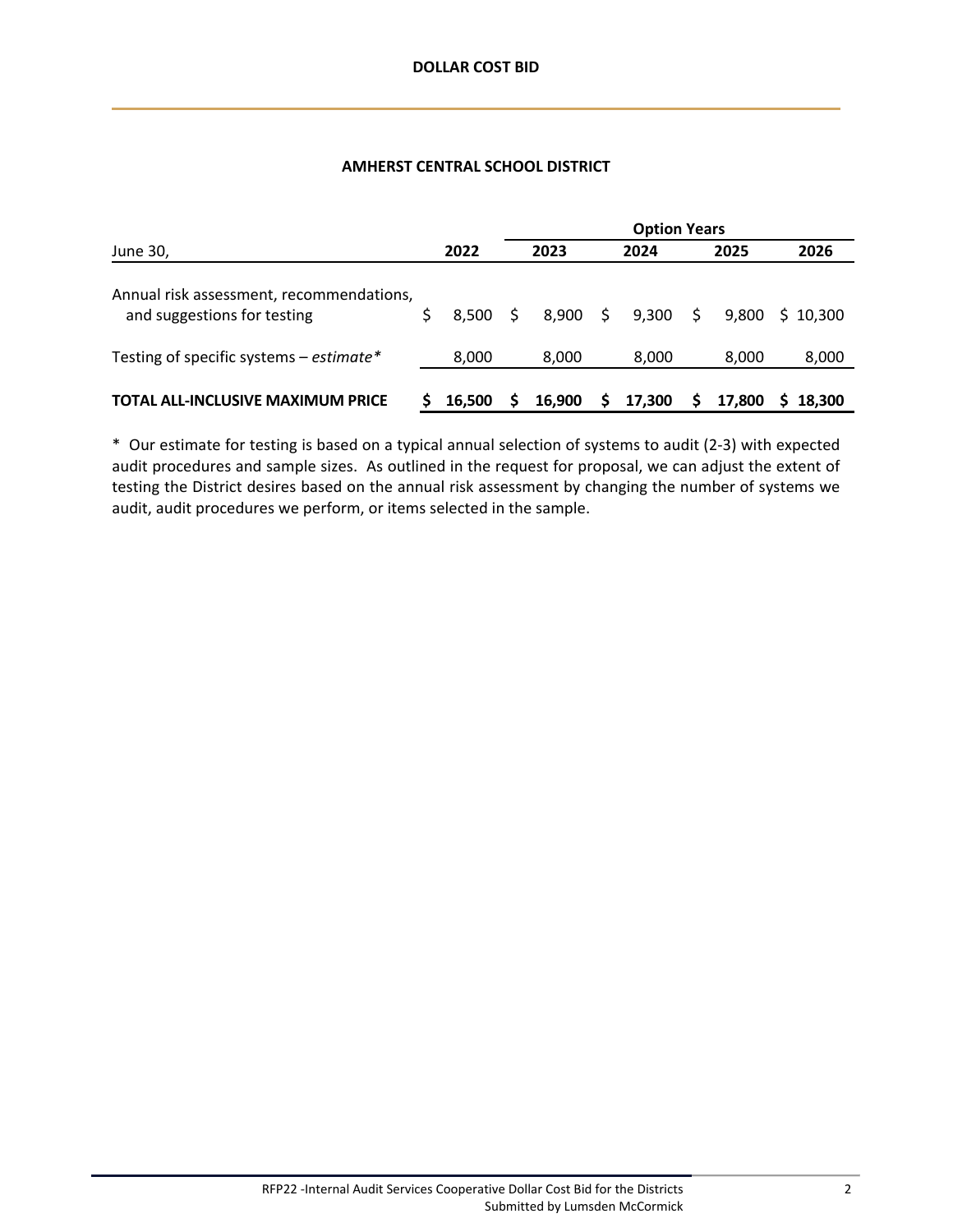**DOLLAR COST BID**

**AMHERST CENTRAL SCHOOL DISTRICT**

| | | **Option Years** | | | |
|---|---|---|---|---|---|
| June 30, | **2022** | **2023** | **2024** | **2025** | **2026** |
| Annual risk assessment, recommendations, and suggestions for testing | $ 8,500 | $ 8,900 | $ 9,300 | $ 9,800 | $ 10,300 |
| Testing of specific systems – *estimate** | 8,000 | 8,000 | 8,000 | 8,000 | 8,000 |
| **TOTAL ALL-INCLUSIVE MAXIMUM PRICE** | **$ 16,500** | **$ 16,900** | **$ 17,300** | **$ 17,800** | **$ 18,300** |

\* Our estimate for testing is based on a typical annual selection of systems to audit (2-3) with expected audit procedures and sample sizes. As outlined in the request for proposal, we can adjust the extent of testing the District desires based on the annual risk assessment by changing the number of systems we audit, audit procedures we perform, or items selected in the sample.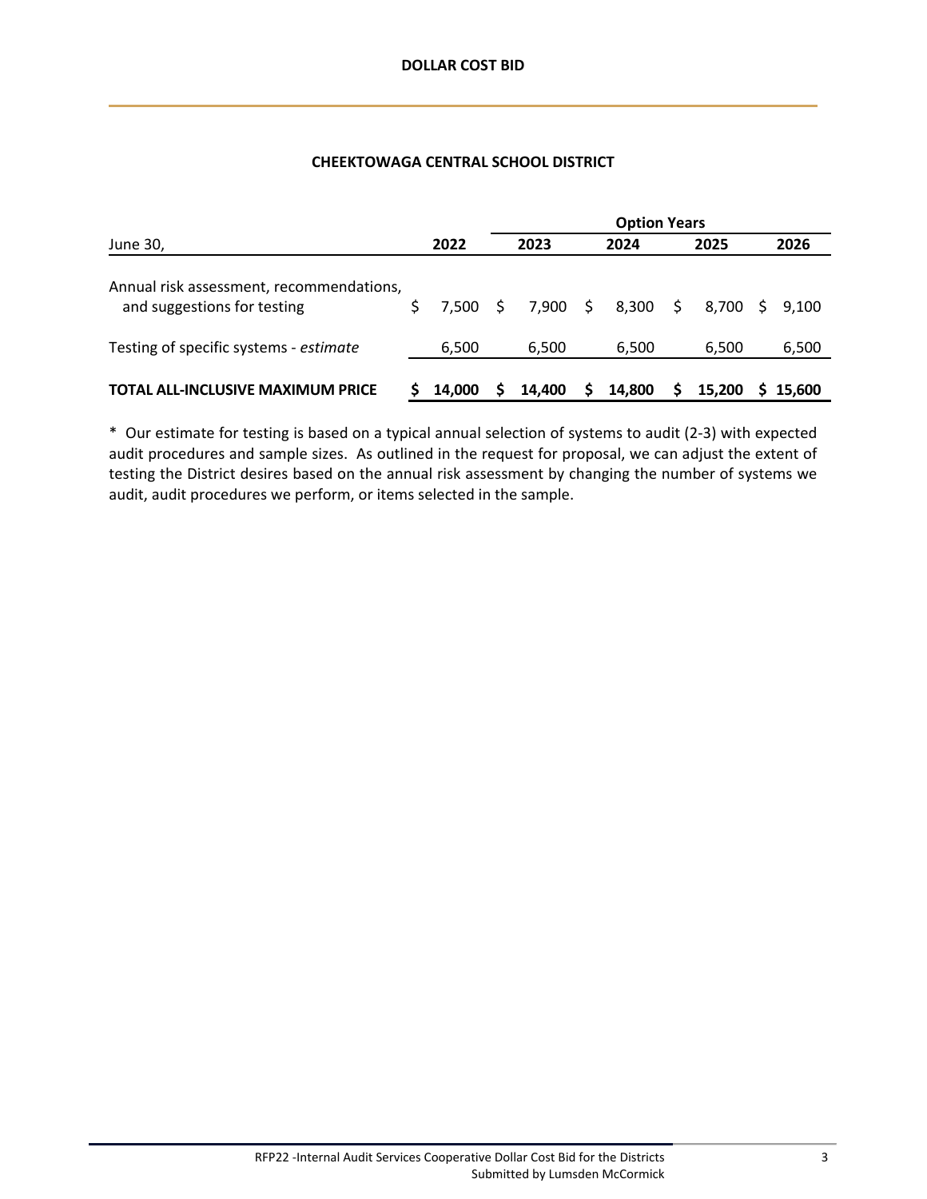## DOLLAR COST BID

### CHEEKTOWAGA CENTRAL SCHOOL DISTRICT

| | | Option Years | | | |
|---|---|---|---|---|---|
| June 30, | 2022 | 2023 | 2024 | 2025 | 2026 |
| Annual risk assessment, recommendations, and suggestions for testing | $ 7,500 | $ 7,900 | $ 8,300 | $ 8,700 | $ 9,100 |
| Testing of specific systems - *estimate* | 6,500 | 6,500 | 6,500 | 6,500 | 6,500 |
| **TOTAL ALL-INCLUSIVE MAXIMUM PRICE** | **$ 14,000** | **$ 14,400** | **$ 14,800** | **$ 15,200** | **$ 15,600** |

* Our estimate for testing is based on a typical annual selection of systems to audit (2-3) with expected audit procedures and sample sizes. As outlined in the request for proposal, we can adjust the extent of testing the District desires based on the annual risk assessment by changing the number of systems we audit, audit procedures we perform, or items selected in the sample.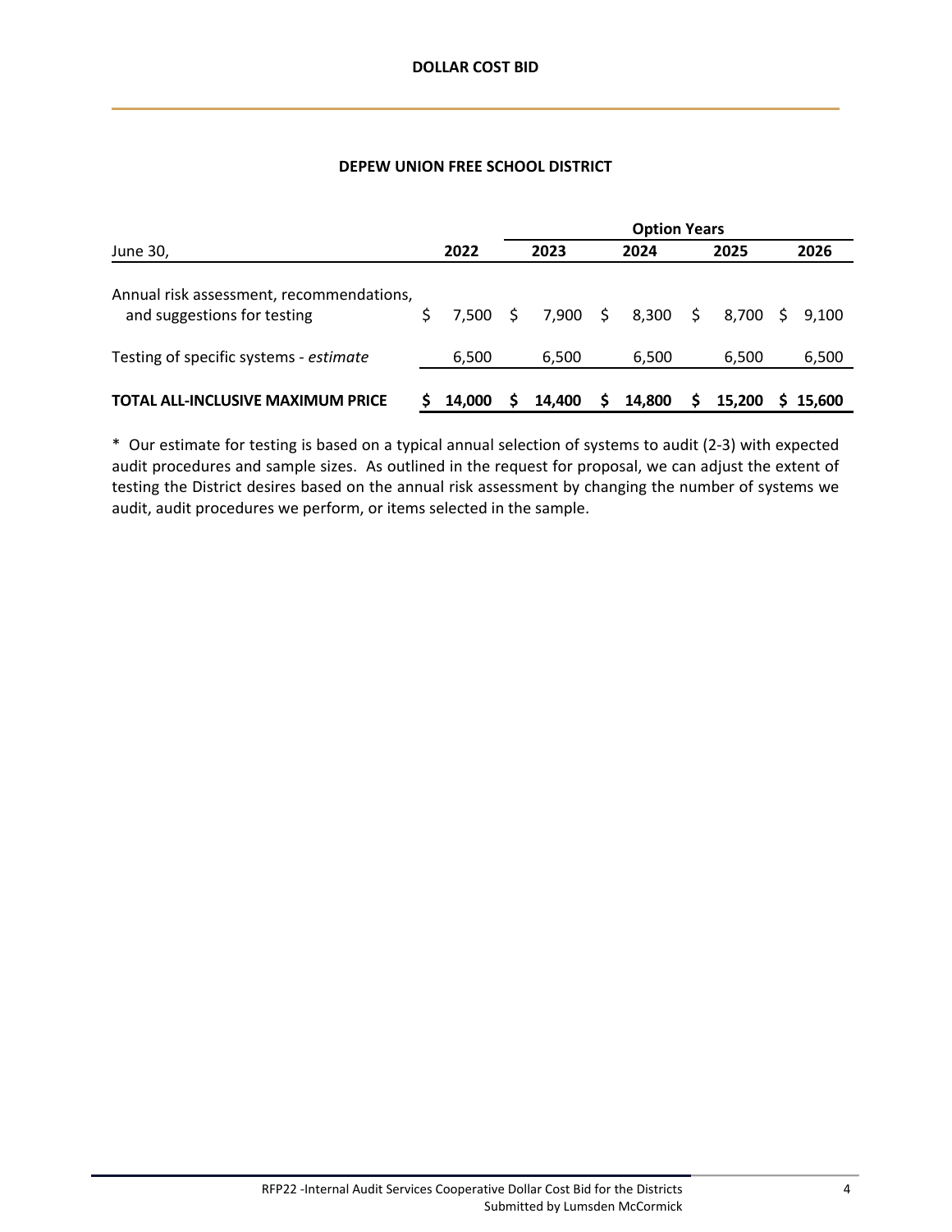## DOLLAR COST BID

### DEPEW UNION FREE SCHOOL DISTRICT

| | | Option Years | | | |
|---|---|---|---|---|---|
| June 30, | 2022 | 2023 | 2024 | 2025 | 2026 |
| Annual risk assessment, recommendations, and suggestions for testing | $ 7,500 | $ 7,900 | $ 8,300 | $ 8,700 | $ 9,100 |
| Testing of specific systems - *estimate* | 6,500 | 6,500 | 6,500 | 6,500 | 6,500 |
| **TOTAL ALL-INCLUSIVE MAXIMUM PRICE** | **$ 14,000** | **$ 14,400** | **$ 14,800** | **$ 15,200** | **$ 15,600** |

* Our estimate for testing is based on a typical annual selection of systems to audit (2-3) with expected audit procedures and sample sizes. As outlined in the request for proposal, we can adjust the extent of testing the District desires based on the annual risk assessment by changing the number of systems we audit, audit procedures we perform, or items selected in the sample.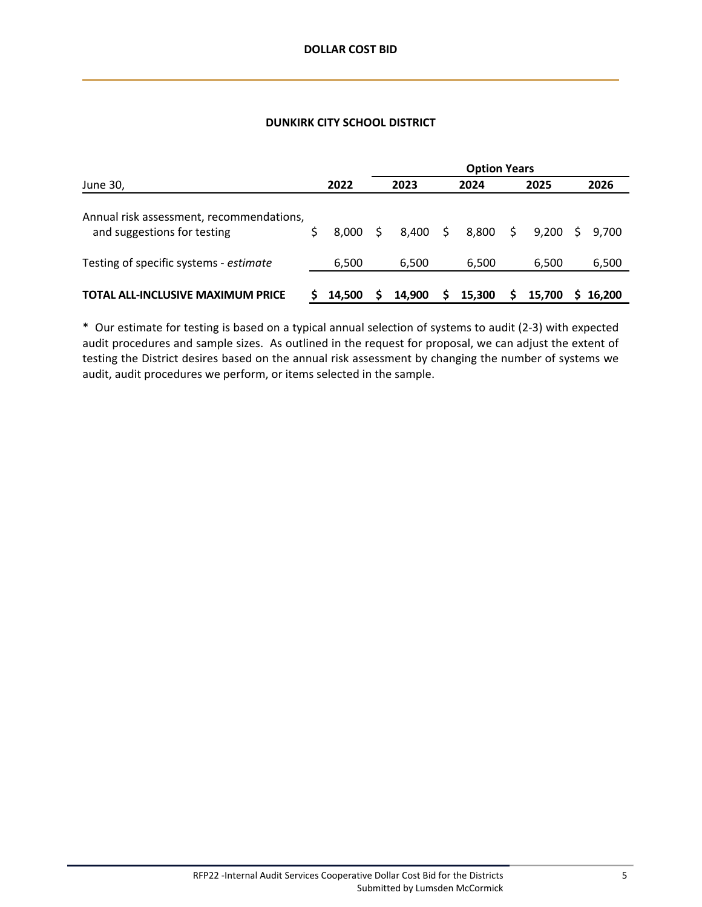**DOLLAR COST BID**

**DUNKIRK CITY SCHOOL DISTRICT**

| | | Option Years | | | |
|---|---|---|---|---|---|
| June 30, | 2022 | 2023 | 2024 | 2025 | 2026 |
| Annual risk assessment, recommendations, and suggestions for testing | $ 8,000 | $ 8,400 | $ 8,800 | $ 9,200 | $ 9,700 |
| Testing of specific systems - *estimate* | 6,500 | 6,500 | 6,500 | 6,500 | 6,500 |
| **TOTAL ALL-INCLUSIVE MAXIMUM PRICE** | **$ 14,500** | **$ 14,900** | **$ 15,300** | **$ 15,700** | **$ 16,200** |

\* Our estimate for testing is based on a typical annual selection of systems to audit (2-3) with expected audit procedures and sample sizes. As outlined in the request for proposal, we can adjust the extent of testing the District desires based on the annual risk assessment by changing the number of systems we audit, audit procedures we perform, or items selected in the sample.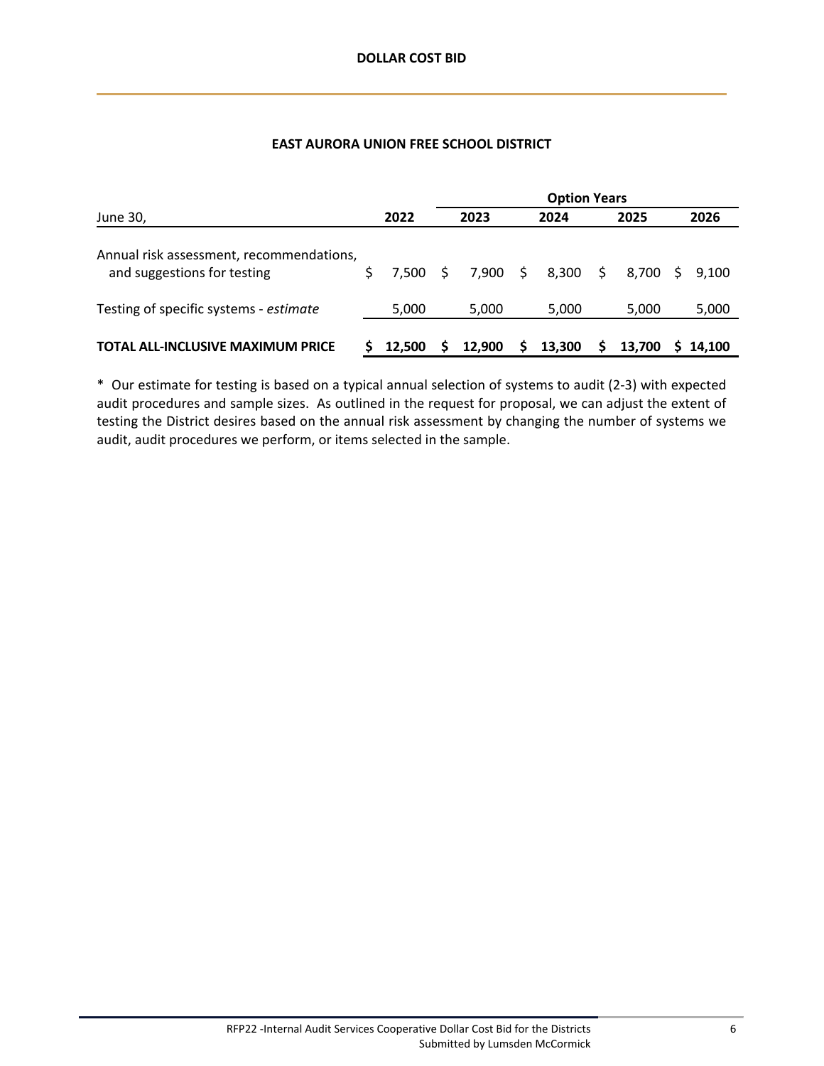## DOLLAR COST BID

### EAST AURORA UNION FREE SCHOOL DISTRICT

| | | Option Years | | | |
|---|---|---|---|---|---|
| June 30, | 2022 | 2023 | 2024 | 2025 | 2026 |
| Annual risk assessment, recommendations, and suggestions for testing | $ 7,500 | $ 7,900 | $ 8,300 | $ 8,700 | $ 9,100 |
| Testing of specific systems - *estimate* | 5,000 | 5,000 | 5,000 | 5,000 | 5,000 |
| **TOTAL ALL-INCLUSIVE MAXIMUM PRICE** | **$ 12,500** | **$ 12,900** | **$ 13,300** | **$ 13,700** | **$ 14,100** |

\* Our estimate for testing is based on a typical annual selection of systems to audit (2-3) with expected audit procedures and sample sizes. As outlined in the request for proposal, we can adjust the extent of testing the District desires based on the annual risk assessment by changing the number of systems we audit, audit procedures we perform, or items selected in the sample.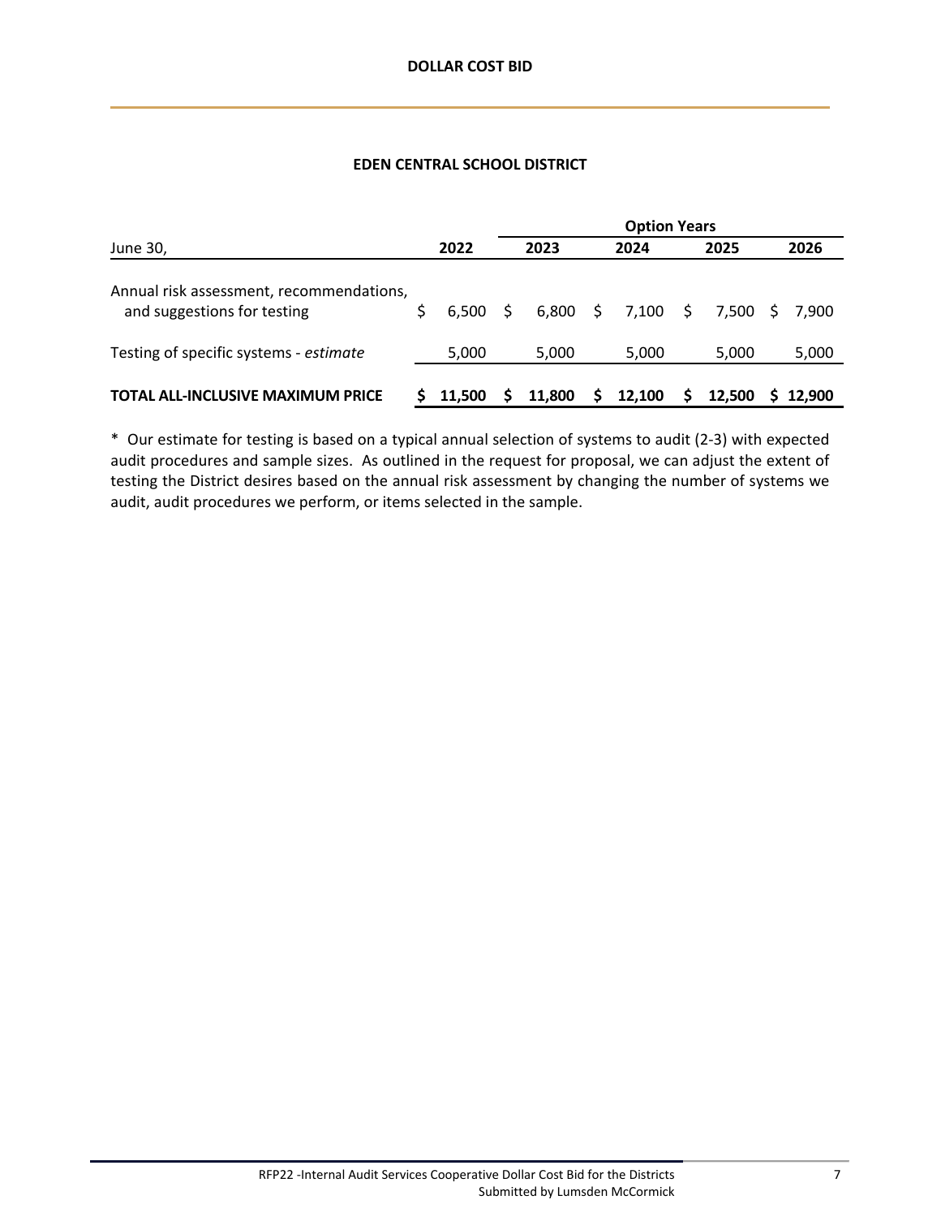**DOLLAR COST BID**

**EDEN CENTRAL SCHOOL DISTRICT**

| | | Option Years | | | |
|---|---|---|---|---|---|
| June 30, | 2022 | 2023 | 2024 | 2025 | 2026 |
| Annual risk assessment, recommendations, and suggestions for testing | $ 6,500 | $ 6,800 | $ 7,100 | $ 7,500 | $ 7,900 |
| Testing of specific systems - *estimate* | 5,000 | 5,000 | 5,000 | 5,000 | 5,000 |
| **TOTAL ALL-INCLUSIVE MAXIMUM PRICE** | **$ 11,500** | **$ 11,800** | **$ 12,100** | **$ 12,500** | **$ 12,900** |

* Our estimate for testing is based on a typical annual selection of systems to audit (2-3) with expected audit procedures and sample sizes. As outlined in the request for proposal, we can adjust the extent of testing the District desires based on the annual risk assessment by changing the number of systems we audit, audit procedures we perform, or items selected in the sample.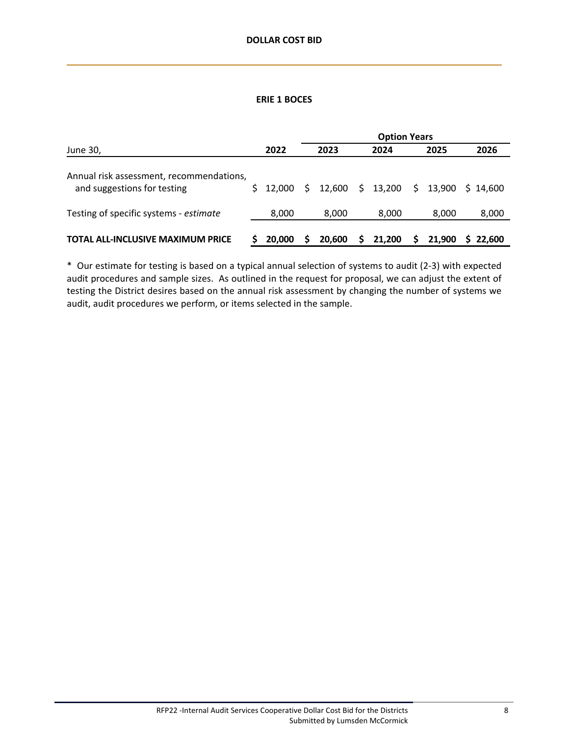# DOLLAR COST BID

## ERIE 1 BOCES

| June 30, | 2022 | 2023 | 2024 | 2025 | 2026 |
|---|---|---|---|---|---|
| | | **Option Years** | | | |
| Annual risk assessment, recommendations, and suggestions for testing | $ 12,000 | $ 12,600 | $ 13,200 | $ 13,900 | $ 14,600 |
| Testing of specific systems - *estimate* | 8,000 | 8,000 | 8,000 | 8,000 | 8,000 |
| **TOTAL ALL-INCLUSIVE MAXIMUM PRICE** | **$ 20,000** | **$ 20,600** | **$ 21,200** | **$ 21,900** | **$ 22,600** |

\* Our estimate for testing is based on a typical annual selection of systems to audit (2-3) with expected audit procedures and sample sizes. As outlined in the request for proposal, we can adjust the extent of testing the District desires based on the annual risk assessment by changing the number of systems we audit, audit procedures we perform, or items selected in the sample.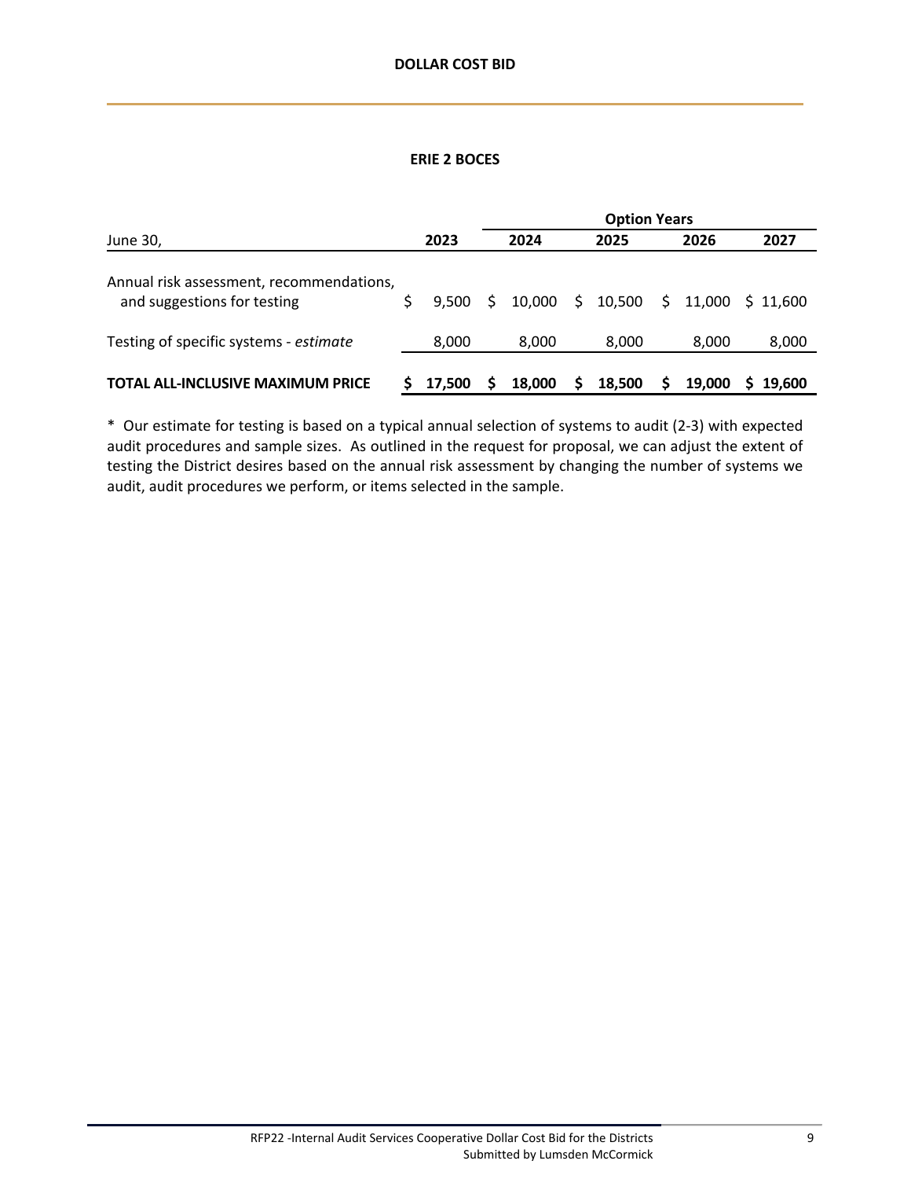# DOLLAR COST BID

## ERIE 2 BOCES

| | | Option Years | | | |
|---|---|---|---|---|---|
| June 30, | 2023 | 2024 | 2025 | 2026 | 2027 |
| Annual risk assessment, recommendations, and suggestions for testing | $ 9,500 | $ 10,000 | $ 10,500 | $ 11,000 | $ 11,600 |
| Testing of specific systems - *estimate* | 8,000 | 8,000 | 8,000 | 8,000 | 8,000 |
| **TOTAL ALL-INCLUSIVE MAXIMUM PRICE** | **$ 17,500** | **$ 18,000** | **$ 18,500** | **$ 19,000** | **$ 19,600** |

\* Our estimate for testing is based on a typical annual selection of systems to audit (2-3) with expected audit procedures and sample sizes. As outlined in the request for proposal, we can adjust the extent of testing the District desires based on the annual risk assessment by changing the number of systems we audit, audit procedures we perform, or items selected in the sample.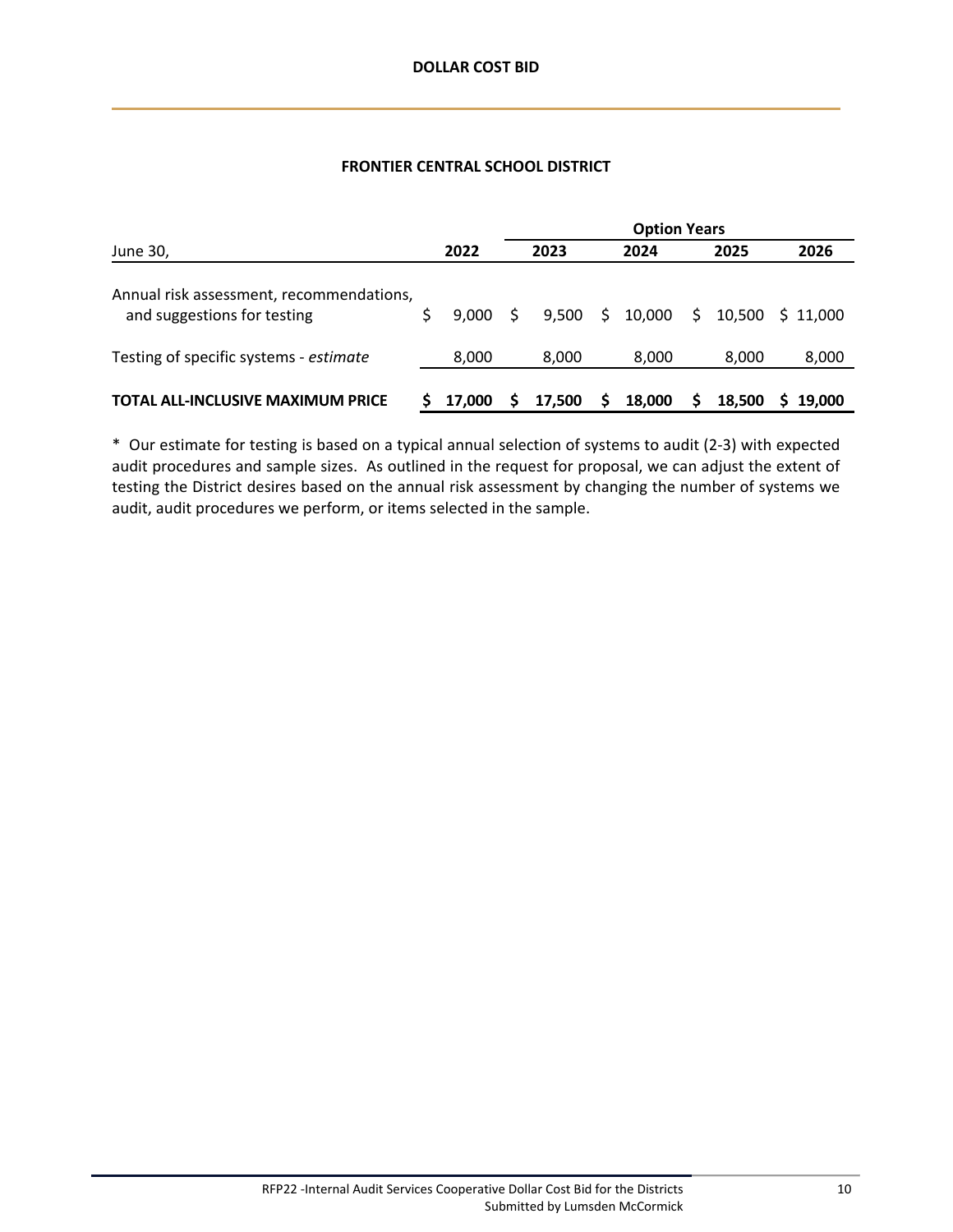**DOLLAR COST BID**

**FRONTIER CENTRAL SCHOOL DISTRICT**

| | | Option Years | | | |
|---|---|---|---|---|---|
| June 30, | **2022** | **2023** | **2024** | **2025** | **2026** |
| Annual risk assessment, recommendations, and suggestions for testing | $ 9,000 | $ 9,500 | $ 10,000 | $ 10,500 | $ 11,000 |
| Testing of specific systems - *estimate* | 8,000 | 8,000 | 8,000 | 8,000 | 8,000 |
| **TOTAL ALL-INCLUSIVE MAXIMUM PRICE** | **$ 17,000** | **$ 17,500** | **$ 18,000** | **$ 18,500** | **$ 19,000** |

* Our estimate for testing is based on a typical annual selection of systems to audit (2-3) with expected audit procedures and sample sizes. As outlined in the request for proposal, we can adjust the extent of testing the District desires based on the annual risk assessment by changing the number of systems we audit, audit procedures we perform, or items selected in the sample.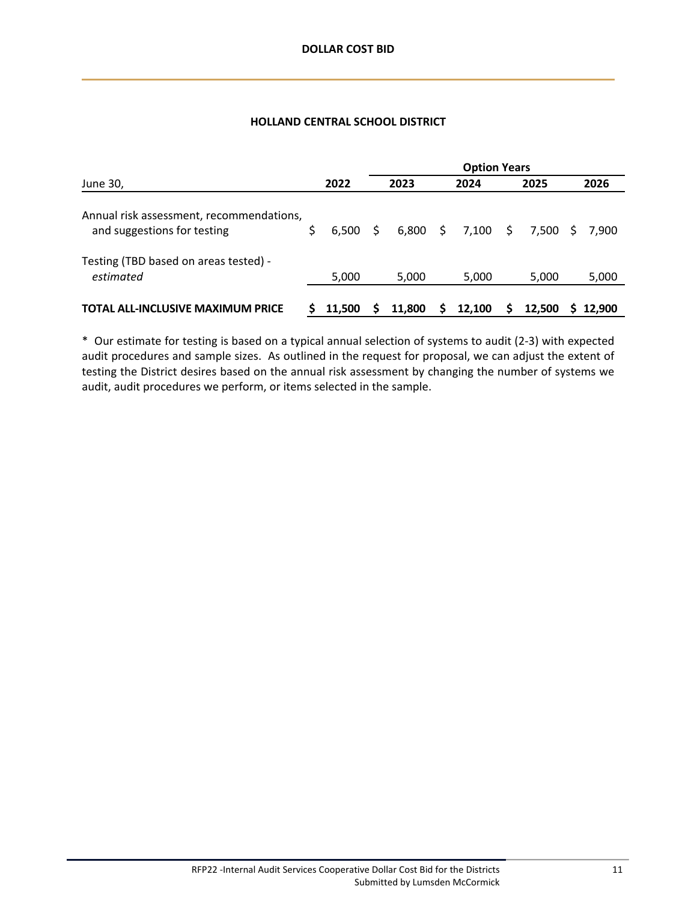## DOLLAR COST BID

### HOLLAND CENTRAL SCHOOL DISTRICT

| | | Option Years | | | |
|---|---|---|---|---|---|
| June 30, | 2022 | 2023 | 2024 | 2025 | 2026 |
| Annual risk assessment, recommendations, and suggestions for testing | $ 6,500 | $ 6,800 | $ 7,100 | $ 7,500 | $ 7,900 |
| Testing (TBD based on areas tested) - *estimated* | 5,000 | 5,000 | 5,000 | 5,000 | 5,000 |
| **TOTAL ALL-INCLUSIVE MAXIMUM PRICE** | **$ 11,500** | **$ 11,800** | **$ 12,100** | **$ 12,500** | **$ 12,900** |

* Our estimate for testing is based on a typical annual selection of systems to audit (2-3) with expected audit procedures and sample sizes. As outlined in the request for proposal, we can adjust the extent of testing the District desires based on the annual risk assessment by changing the number of systems we audit, audit procedures we perform, or items selected in the sample.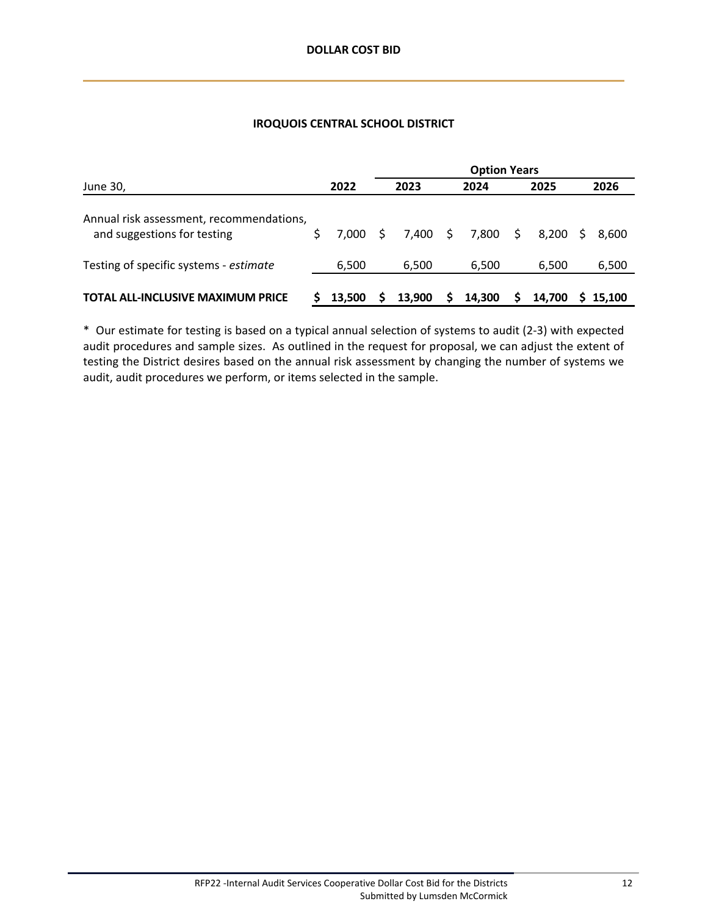## DOLLAR COST BID

### IROQUOIS CENTRAL SCHOOL DISTRICT

| | | Option Years | | | |
|---|---|---|---|---|---|
| June 30, | 2022 | 2023 | 2024 | 2025 | 2026 |
| Annual risk assessment, recommendations, and suggestions for testing | $ 7,000 | $ 7,400 | $ 7,800 | $ 8,200 | $ 8,600 |
| Testing of specific systems - *estimate* | 6,500 | 6,500 | 6,500 | 6,500 | 6,500 |
| **TOTAL ALL-INCLUSIVE MAXIMUM PRICE** | **$ 13,500** | **$ 13,900** | **$ 14,300** | **$ 14,700** | **$ 15,100** |

\* Our estimate for testing is based on a typical annual selection of systems to audit (2-3) with expected audit procedures and sample sizes. As outlined in the request for proposal, we can adjust the extent of testing the District desires based on the annual risk assessment by changing the number of systems we audit, audit procedures we perform, or items selected in the sample.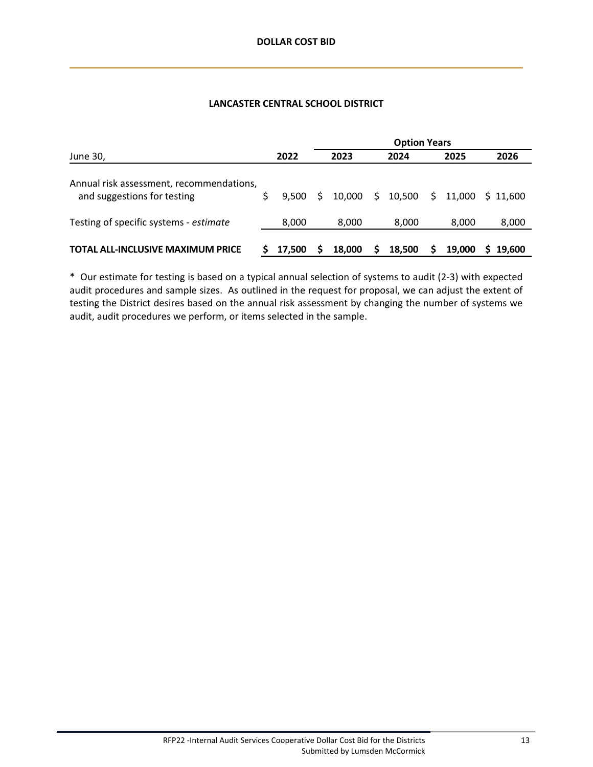## DOLLAR COST BID

### LANCASTER CENTRAL SCHOOL DISTRICT

| | | Option Years | | | |
|---|---|---|---|---|---|
| June 30, | 2022 | 2023 | 2024 | 2025 | 2026 |
| Annual risk assessment, recommendations, and suggestions for testing | $ 9,500 | $ 10,000 | $ 10,500 | $ 11,000 | $ 11,600 |
| Testing of specific systems - *estimate* | 8,000 | 8,000 | 8,000 | 8,000 | 8,000 |
| **TOTAL ALL-INCLUSIVE MAXIMUM PRICE** | **$ 17,500** | **$ 18,000** | **$ 18,500** | **$ 19,000** | **$ 19,600** |

\* Our estimate for testing is based on a typical annual selection of systems to audit (2-3) with expected audit procedures and sample sizes. As outlined in the request for proposal, we can adjust the extent of testing the District desires based on the annual risk assessment by changing the number of systems we audit, audit procedures we perform, or items selected in the sample.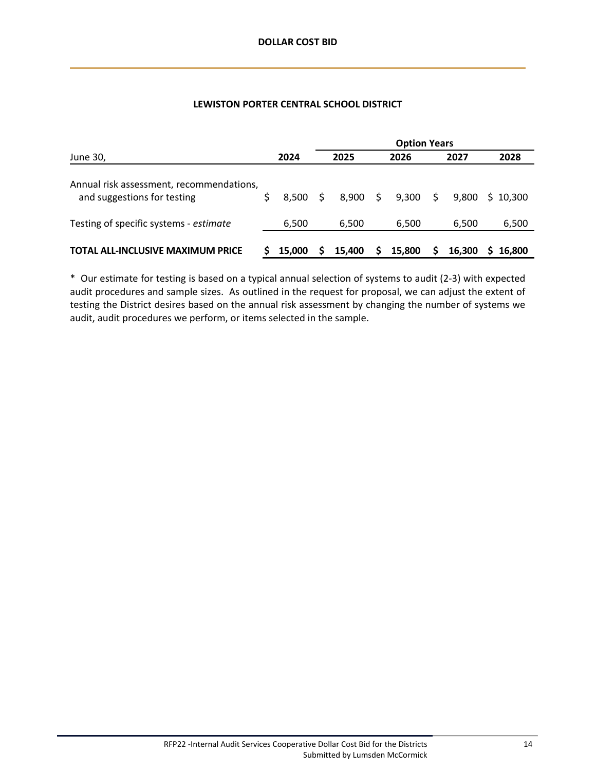**DOLLAR COST BID**

**LEWISTON PORTER CENTRAL SCHOOL DISTRICT**

| | | Option Years | | | |
|---|---|---|---|---|---|
| June 30, | 2024 | 2025 | 2026 | 2027 | 2028 |
| Annual risk assessment, recommendations, and suggestions for testing | $ 8,500 | $ 8,900 | $ 9,300 | $ 9,800 | $ 10,300 |
| Testing of specific systems - *estimate* | 6,500 | 6,500 | 6,500 | 6,500 | 6,500 |
| **TOTAL ALL-INCLUSIVE MAXIMUM PRICE** | **$ 15,000** | **$ 15,400** | **$ 15,800** | **$ 16,300** | **$ 16,800** |

* Our estimate for testing is based on a typical annual selection of systems to audit (2-3) with expected audit procedures and sample sizes. As outlined in the request for proposal, we can adjust the extent of testing the District desires based on the annual risk assessment by changing the number of systems we audit, audit procedures we perform, or items selected in the sample.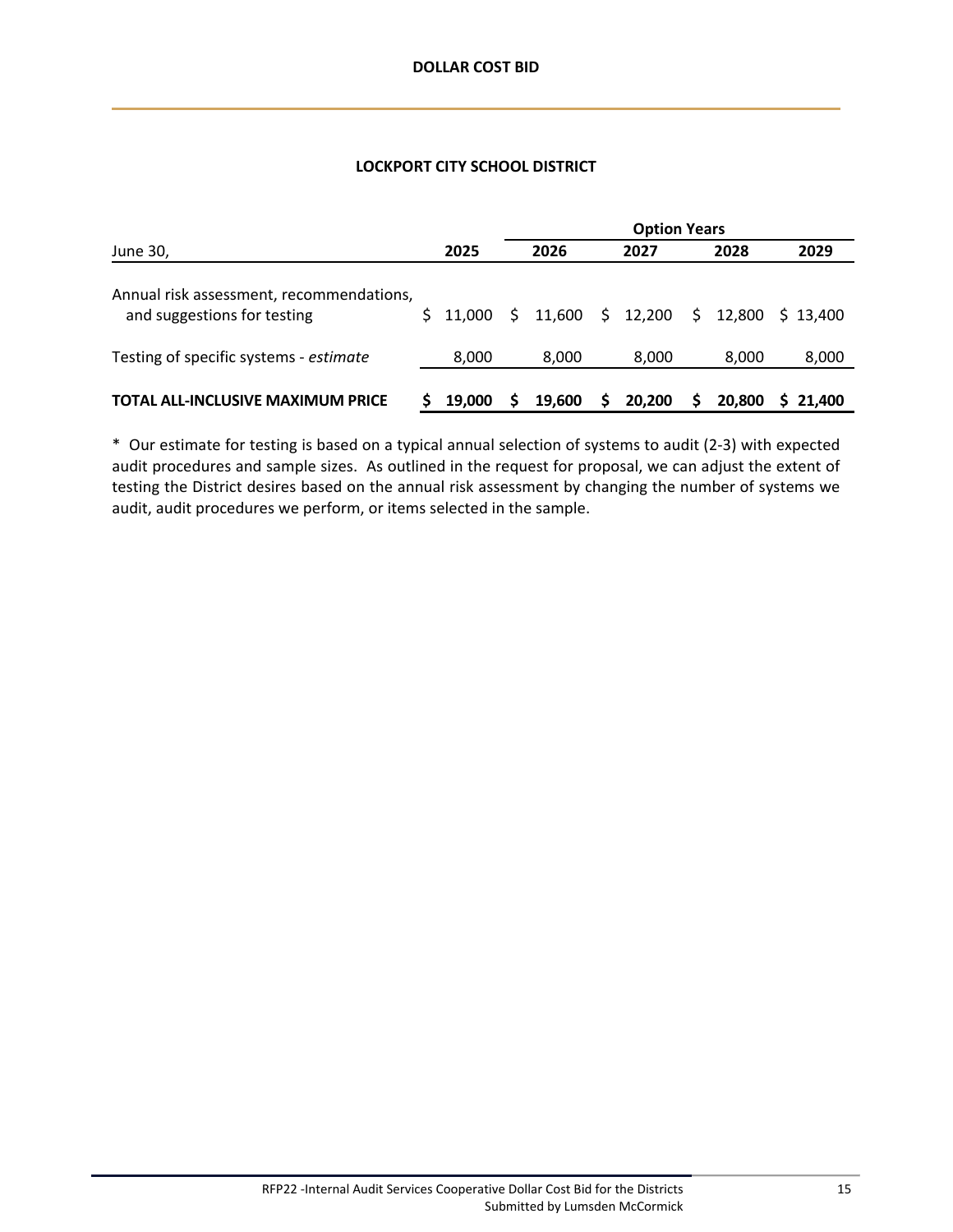**DOLLAR COST BID**

**LOCKPORT CITY SCHOOL DISTRICT**

| | | Option Years | | | |
|---|---|---|---|---|---|
| June 30, | 2025 | 2026 | 2027 | 2028 | 2029 |
| Annual risk assessment, recommendations, and suggestions for testing | $ 11,000 | $ 11,600 | $ 12,200 | $ 12,800 | $ 13,400 |
| Testing of specific systems - *estimate* | 8,000 | 8,000 | 8,000 | 8,000 | 8,000 |
| **TOTAL ALL-INCLUSIVE MAXIMUM PRICE** | **$ 19,000** | **$ 19,600** | **$ 20,200** | **$ 20,800** | **$ 21,400** |

\* Our estimate for testing is based on a typical annual selection of systems to audit (2-3) with expected audit procedures and sample sizes. As outlined in the request for proposal, we can adjust the extent of testing the District desires based on the annual risk assessment by changing the number of systems we audit, audit procedures we perform, or items selected in the sample.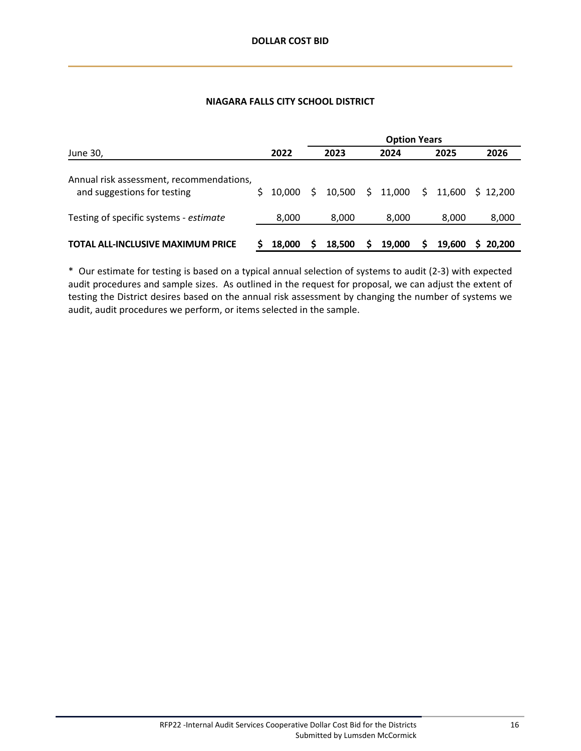## DOLLAR COST BID

### NIAGARA FALLS CITY SCHOOL DISTRICT

| | | Option Years | | | |
|---|---|---|---|---|---|
| June 30, | 2022 | 2023 | 2024 | 2025 | 2026 |
| Annual risk assessment, recommendations, and suggestions for testing | $ 10,000 | $ 10,500 | $ 11,000 | $ 11,600 | $ 12,200 |
| Testing of specific systems - *estimate* | 8,000 | 8,000 | 8,000 | 8,000 | 8,000 |
| **TOTAL ALL-INCLUSIVE MAXIMUM PRICE** | **$ 18,000** | **$ 18,500** | **$ 19,000** | **$ 19,600** | **$ 20,200** |

* Our estimate for testing is based on a typical annual selection of systems to audit (2-3) with expected audit procedures and sample sizes. As outlined in the request for proposal, we can adjust the extent of testing the District desires based on the annual risk assessment by changing the number of systems we audit, audit procedures we perform, or items selected in the sample.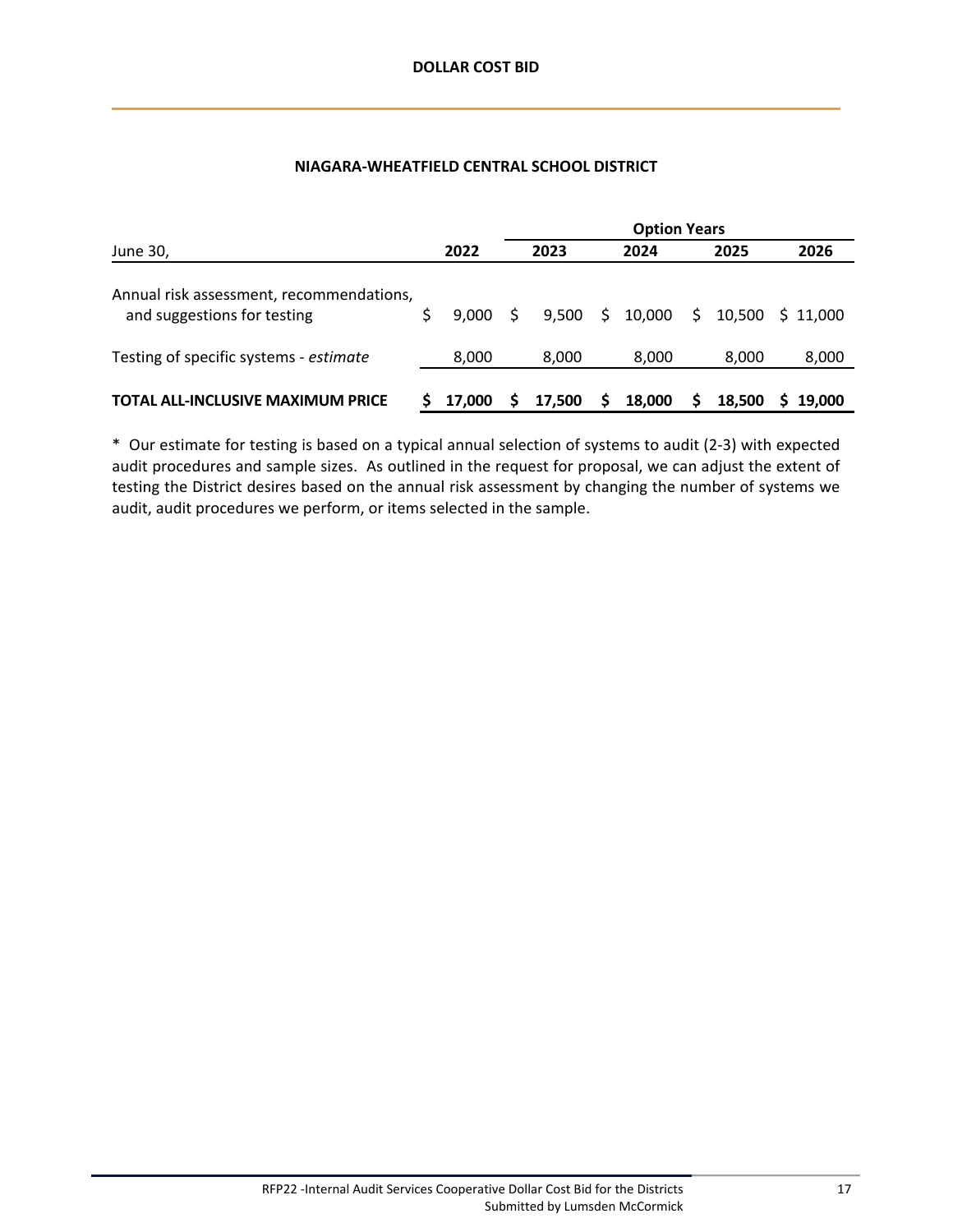**DOLLAR COST BID**

**NIAGARA-WHEATFIELD CENTRAL SCHOOL DISTRICT**

| | | Option Years | | | |
|---|---|---|---|---|---|
| June 30, | 2022 | 2023 | 2024 | 2025 | 2026 |
| Annual risk assessment, recommendations, and suggestions for testing | $ 9,000 | $ 9,500 | $ 10,000 | $ 10,500 | $ 11,000 |
| Testing of specific systems - *estimate* | 8,000 | 8,000 | 8,000 | 8,000 | 8,000 |
| **TOTAL ALL-INCLUSIVE MAXIMUM PRICE** | **$ 17,000** | **$ 17,500** | **$ 18,000** | **$ 18,500** | **$ 19,000** |

* Our estimate for testing is based on a typical annual selection of systems to audit (2-3) with expected audit procedures and sample sizes. As outlined in the request for proposal, we can adjust the extent of testing the District desires based on the annual risk assessment by changing the number of systems we audit, audit procedures we perform, or items selected in the sample.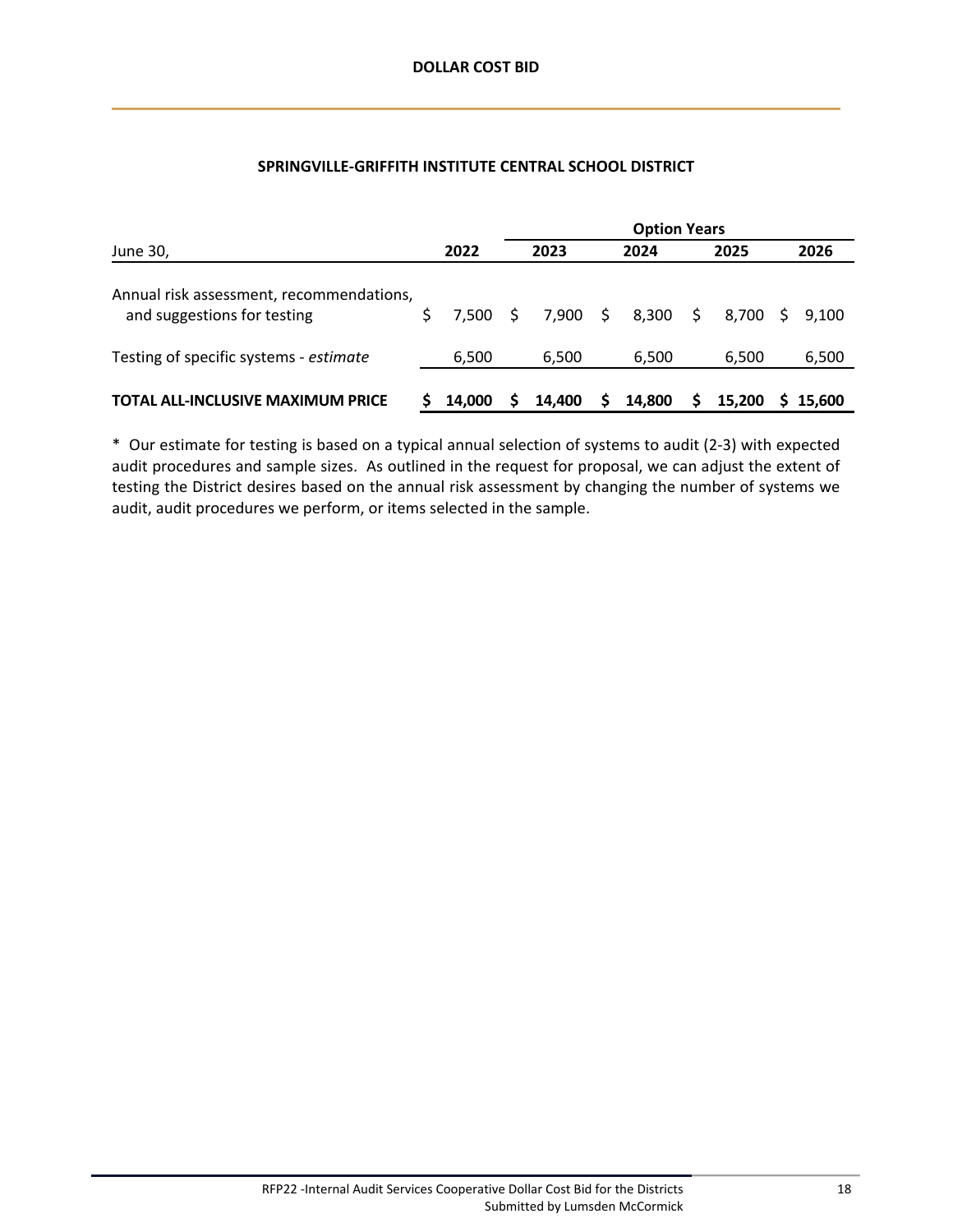## DOLLAR COST BID

### SPRINGVILLE-GRIFFITH INSTITUTE CENTRAL SCHOOL DISTRICT

| | | Option Years | | | |
|---|---|---|---|---|---|
| June 30, | 2022 | 2023 | 2024 | 2025 | 2026 |
| Annual risk assessment, recommendations, and suggestions for testing | $ 7,500 | $ 7,900 | $ 8,300 | $ 8,700 | $ 9,100 |
| Testing of specific systems - *estimate* | 6,500 | 6,500 | 6,500 | 6,500 | 6,500 |
| **TOTAL ALL-INCLUSIVE MAXIMUM PRICE** | **$ 14,000** | **$ 14,400** | **$ 14,800** | **$ 15,200** | **$ 15,600** |

\* Our estimate for testing is based on a typical annual selection of systems to audit (2-3) with expected audit procedures and sample sizes. As outlined in the request for proposal, we can adjust the extent of testing the District desires based on the annual risk assessment by changing the number of systems we audit, audit procedures we perform, or items selected in the sample.